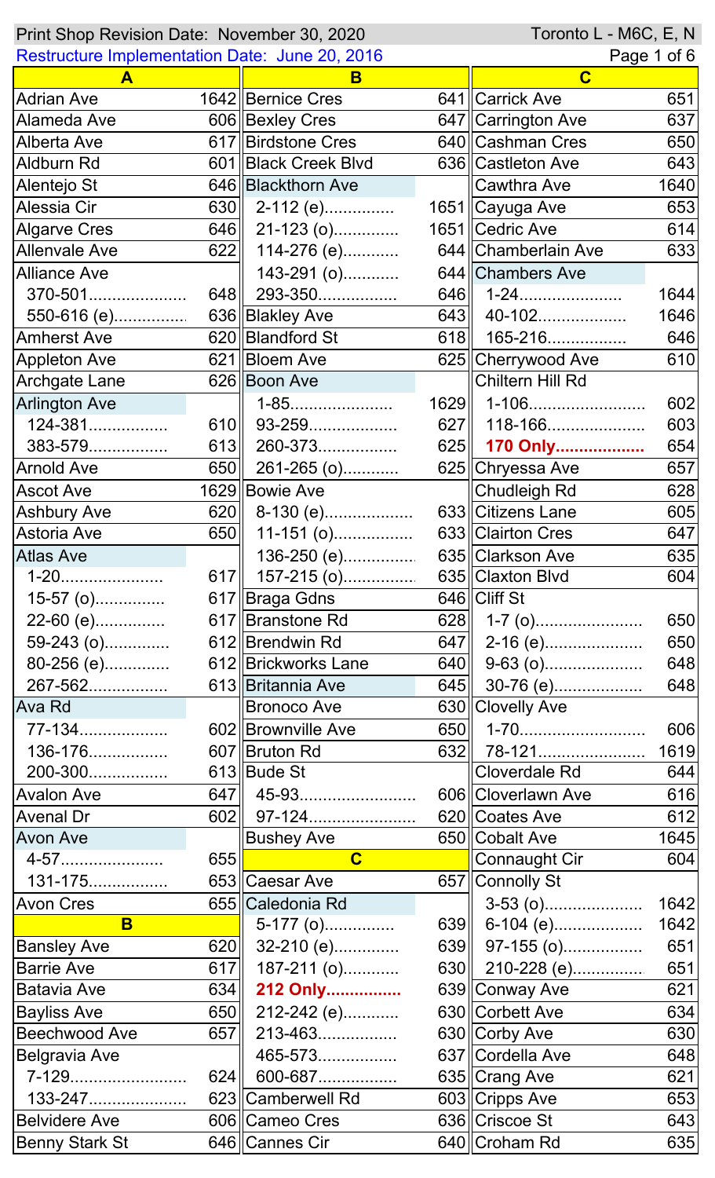Print Shop Revision Date: November 30, 2020 — Toronto L - M6C, E, N

Restructure Implementation Date: June 20, 2016

| Street | Route |
|---|---|
| **A** | |
| Adrian Ave | 1642 |
| Alameda Ave | 606 |
| Alberta Ave | 617 |
| Aldburn Rd | 601 |
| Alentejo St | 646 |
| Alessia Cir | 630 |
| Algarve Cres | 646 |
| Allenvale Ave | 622 |
| Alliance Ave | |
| 370-501 | 648 |
| 550-616 (e) | 636 |
| Amherst Ave | 620 |
| Appleton Ave | 621 |
| Archgate Lane | 626 |
| Arlington Ave | |
| 124-381 | 610 |
| 383-579 | 613 |
| Arnold Ave | 650 |
| Ascot Ave | 1629 |
| Ashbury Ave | 620 |
| Astoria Ave | 650 |
| Atlas Ave | |
| 1-20 | 617 |
| 15-57 (o) | 617 |
| 22-60 (e) | 617 |
| 59-243 (o) | 612 |
| 80-256 (e) | 612 |
| 267-562 | 613 |
| Ava Rd | |
| 77-134 | 602 |
| 136-176 | 607 |
| 200-300 | 613 |
| Avalon Ave | 647 |
| Avenal Dr | 602 |
| Avon Ave | |
| 4-57 | 655 |
| 131-175 | 653 |
| Avon Cres | 655 |
| **B** | |
| Bansley Ave | 620 |
| Barrie Ave | 617 |
| Batavia Ave | 634 |
| Bayliss Ave | 650 |
| Beechwood Ave | 657 |
| Belgravia Ave | |
| 7-129 | 624 |
| 133-247 | 623 |
| Belvidere Ave | 606 |
| Benny Stark St | 646 |
| Bernice Cres | 641 |
| Bexley Cres | 647 |
| Birdstone Cres | 640 |
| Black Creek Blvd | 636 |
| Blackthorn Ave | |
| 2-112 (e) | 1651 |
| 21-123 (o) | 1651 |
| 114-276 (e) | 644 |
| 143-291 (o) | 644 |
| 293-350 | 646 |
| Blakley Ave | 643 |
| Blandford St | 618 |
| Bloem Ave | 625 |
| Boon Ave | |
| 1-85 | 1629 |
| 93-259 | 627 |
| 260-373 | 625 |
| 261-265 (o) | 625 |
| Bowie Ave | |
| 8-130 (e) | 633 |
| 11-151 (o) | 633 |
| 136-250 (e) | 635 |
| 157-215 (o) | 635 |
| Braga Gdns | 646 |
| Branstone Rd | 628 |
| Brendwin Rd | 647 |
| Brickworks Lane | 640 |
| Britannia Ave | 645 |
| Bronoco Ave | 630 |
| Brownville Ave | 650 |
| Bruton Rd | 632 |
| Bude St | |
| 45-93 | 606 |
| 97-124 | 620 |
| Bushey Ave | 650 |
| **C** | |
| Caesar Ave | 657 |
| Caledonia Rd | |
| 5-177 (o) | 639 |
| 32-210 (e) | 639 |
| 187-211 (o) | 630 |
| **212 Only** | 639 |
| 212-242 (e) | 630 |
| 213-463 | 630 |
| 465-573 | 637 |
| 600-687 | 635 |
| Camberwell Rd | 603 |
| Cameo Cres | 636 |
| Cannes Cir | 640 |
| Carrick Ave | 651 |
| Carrington Ave | 637 |
| Cashman Cres | 650 |
| Castleton Ave | 643 |
| Cawthra Ave | 1640 |
| Cayuga Ave | 653 |
| Cedric Ave | 614 |
| Chamberlain Ave | 633 |
| Chambers Ave | |
| 1-24 | 1644 |
| 40-102 | 1646 |
| 165-216 | 646 |
| Cherrywood Ave | 610 |
| Chiltern Hill Rd | |
| 1-106 | 602 |
| 118-166 | 603 |
| **170 Only** | 654 |
| Chryessa Ave | 657 |
| Chudleigh Rd | 628 |
| Citizens Lane | 605 |
| Clairton Cres | 647 |
| Clarkson Ave | 635 |
| Claxton Blvd | 604 |
| Cliff St | |
| 1-7 (o) | 650 |
| 2-16 (e) | 650 |
| 9-63 (o) | 648 |
| 30-76 (e) | 648 |
| Clovelly Ave | |
| 1-70 | 606 |
| 78-121 | 1619 |
| Cloverdale Rd | 644 |
| Cloverlawn Ave | 616 |
| Coates Ave | 612 |
| Cobalt Ave | 1645 |
| Connaught Cir | 604 |
| Connolly St | |
| 3-53 (o) | 1642 |
| 6-104 (e) | 1642 |
| 97-155 (o) | 651 |
| 210-228 (e) | 651 |
| Conway Ave | 621 |
| Corbett Ave | 634 |
| Corby Ave | 630 |
| Cordella Ave | 648 |
| Crang Ave | 621 |
| Cripps Ave | 653 |
| Criscoe St | 643 |
| Croham Rd | 635 |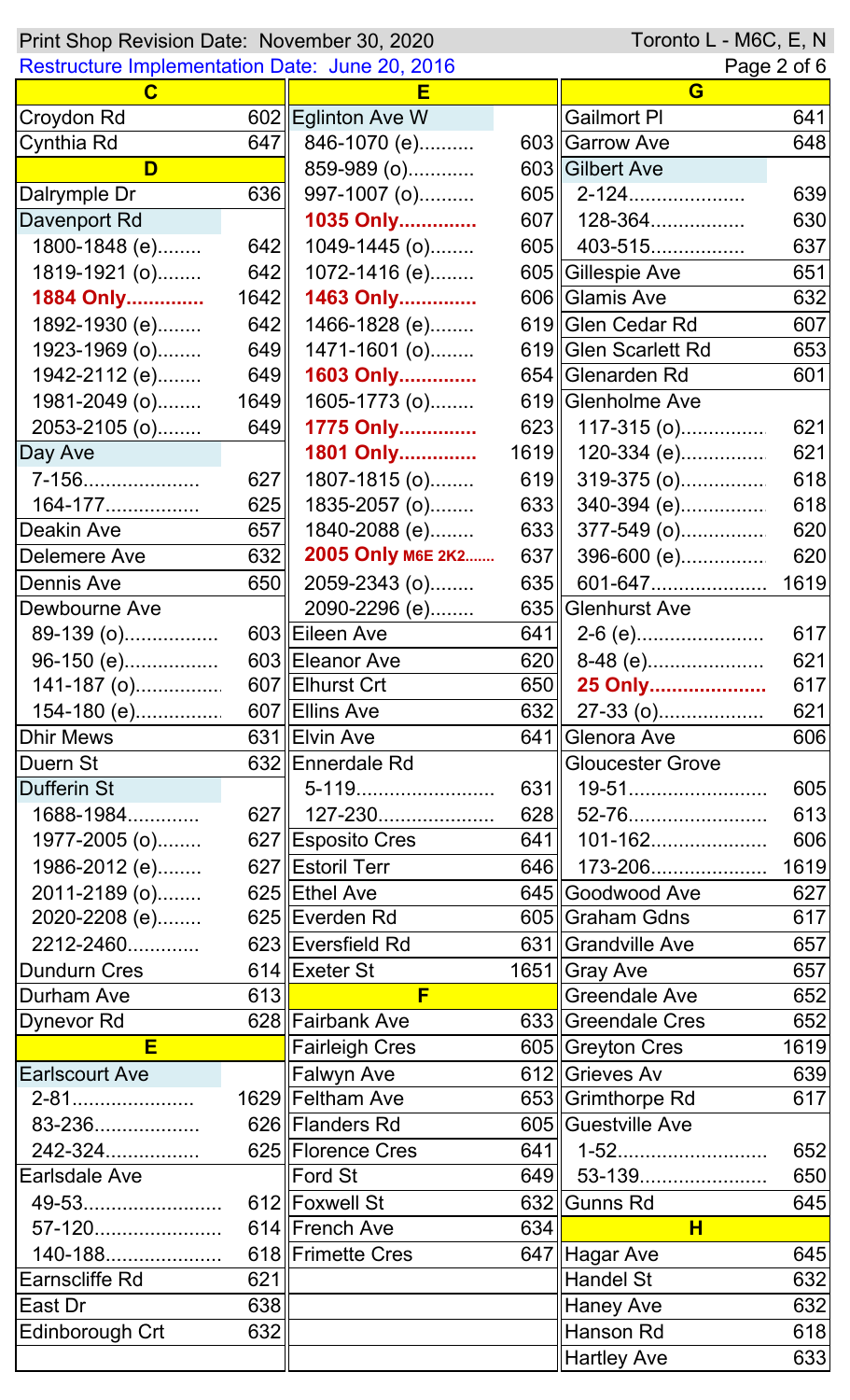Print Shop Revision Date: November 30, 2020 — Toronto L - M6C, E, N

Restructure Implementation Date: June 20, 2016

| C | |
|---|---|
| Croydon Rd | 602 |
| Cynthia Rd | 647 |
| **D** | |
| Dalrymple Dr | 636 |
| Davenport Rd | |
| 1800-1848 (e)........ | 642 |
| 1819-1921 (o)........ | 642 |
| **1884 Only..............** | 1642 |
| 1892-1930 (e)........ | 642 |
| 1923-1969 (o)........ | 649 |
| 1942-2112 (e)........ | 649 |
| 1981-2049 (o)........ | 1649 |
| 2053-2105 (o)........ | 649 |
| Day Ave | |
| 7-156..................... | 627 |
| 164-177................. | 625 |
| Deakin Ave | 657 |
| Delemere Ave | 632 |
| Dennis Ave | 650 |
| Dewbourne Ave | |
| 89-139 (o)................ | 603 |
| 96-150 (e)................ | 603 |
| 141-187 (o)............... | 607 |
| 154-180 (e)............... | 607 |
| Dhir Mews | 631 |
| Duern St | 632 |
| Dufferin St | |
| 1688-1984............ | 627 |
| 1977-2005 (o)........ | 627 |
| 1986-2012 (e)........ | 627 |
| 2011-2189 (o)........ | 625 |
| 2020-2208 (e)........ | 625 |
| 2212-2460............ | 623 |
| Dundurn Cres | 614 |
| Durham Ave | 613 |
| Dynevor Rd | 628 |
| **E** | |
| Earlscourt Ave | |
| 2-81..................... | 1629 |
| 83-236.................. | 626 |
| 242-324................ | 625 |
| Earlsdale Ave | |
| 49-53........................ | 612 |
| 57-120...................... | 614 |
| 140-188.................... | 618 |
| Earnscliffe Rd | 621 |
| East Dr | 638 |
| Edinborough Crt | 632 |

| E | |
|---|---|
| Eglinton Ave W | |
| 846-1070 (e).......... | 603 |
| 859-989 (o)............ | 603 |
| 997-1007 (o).......... | 605 |
| **1035 Only..............** | 607 |
| 1049-1445 (o)........ | 605 |
| 1072-1416 (e)........ | 605 |
| **1463 Only..............** | 606 |
| 1466-1828 (e)........ | 619 |
| 1471-1601 (o)........ | 619 |
| **1603 Only..............** | 654 |
| 1605-1773 (o)........ | 619 |
| **1775 Only..............** | 623 |
| **1801 Only..............** | 1619 |
| 1807-1815 (o)........ | 619 |
| 1835-2057 (o)........ | 633 |
| 1840-2088 (e)........ | 633 |
| **2005 Only M6E 2K2.......** | 637 |
| 2059-2343 (o)........ | 635 |
| 2090-2296 (e)........ | 635 |
| Eileen Ave | 641 |
| Eleanor Ave | 620 |
| Elhurst Crt | 650 |
| Ellins Ave | 632 |
| Elvin Ave | 641 |
| Ennerdale Rd | |
| 5-119........................ | 631 |
| 127-230.................... | 628 |
| Esposito Cres | 641 |
| Estoril Terr | 646 |
| Ethel Ave | 645 |
| Everden Rd | 605 |
| Eversfield Rd | 631 |
| Exeter St | 1651 |
| **F** | |
| Fairbank Ave | 633 |
| Fairleigh Cres | 605 |
| Falwyn Ave | 612 |
| Feltham Ave | 653 |
| Flanders Rd | 605 |
| Florence Cres | 641 |
| Ford St | 649 |
| Foxwell St | 632 |
| French Ave | 634 |
| Frimette Cres | 647 |

| G | |
|---|---|
| Gailmort Pl | 641 |
| Garrow Ave | 648 |
| Gilbert Ave | |
| 2-124.................... | 639 |
| 128-364................ | 630 |
| 403-515................ | 637 |
| Gillespie Ave | 651 |
| Glamis Ave | 632 |
| Glen Cedar Rd | 607 |
| Glen Scarlett Rd | 653 |
| Glenarden Rd | 601 |
| Glenholme Ave | |
| 117-315 (o)............... | 621 |
| 120-334 (e)............... | 621 |
| 319-375 (o)............... | 618 |
| 340-394 (e)............... | 618 |
| 377-549 (o)............... | 620 |
| 396-600 (e)............... | 620 |
| 601-647..................... | 1619 |
| Glenhurst Ave | |
| 2-6 (e)....................... | 617 |
| 8-48 (e)..................... | 621 |
| **25 Only.....................** | 617 |
| 27-33 (o)................... | 621 |
| Glenora Ave | 606 |
| Gloucester Grove | |
| 19-51......................... | 605 |
| 52-76......................... | 613 |
| 101-162..................... | 606 |
| 173-206..................... | 1619 |
| Goodwood Ave | 627 |
| Graham Gdns | 617 |
| Grandville Ave | 657 |
| Gray Ave | 657 |
| Greendale Ave | 652 |
| Greendale Cres | 652 |
| Greyton Cres | 1619 |
| Grieves Av | 639 |
| Grimthorpe Rd | 617 |
| Guestville Ave | |
| 1-52.......................... | 652 |
| 53-139...................... | 650 |
| Gunns Rd | 645 |
| **H** | |
| Hagar Ave | 645 |
| Handel St | 632 |
| Haney Ave | 632 |
| Hanson Rd | 618 |
| Hartley Ave | 633 |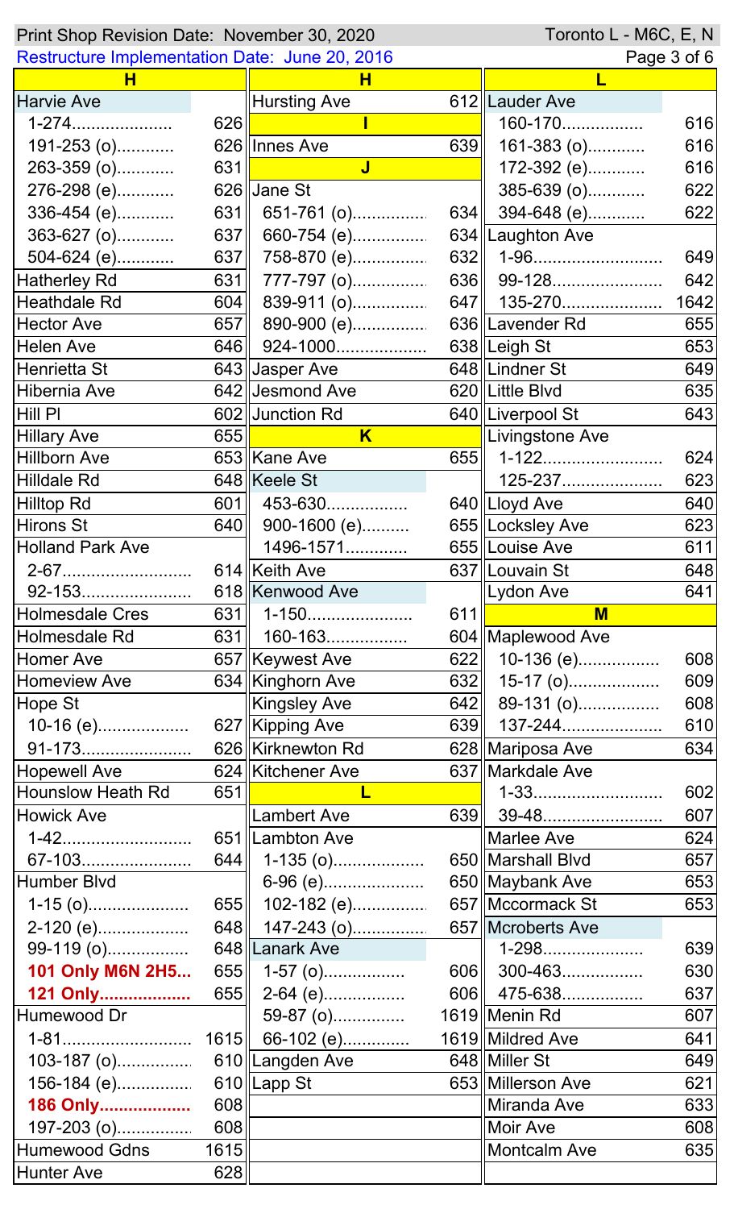Print Shop Revision Date: November 30, 2020 — Toronto L - M6C, E, N

Restructure Implementation Date: June 20, 2016

| Street | Route |
|---|---|
| **H** | |
| Harvie Ave | |
| 1-274 | 626 |
| 191-253 (o) | 626 |
| 263-359 (o) | 631 |
| 276-298 (e) | 626 |
| 336-454 (e) | 631 |
| 363-627 (o) | 637 |
| 504-624 (e) | 637 |
| Hatherley Rd | 631 |
| Heathdale Rd | 604 |
| Hector Ave | 657 |
| Helen Ave | 646 |
| Henrietta St | 643 |
| Hibernia Ave | 642 |
| Hill Pl | 602 |
| Hillary Ave | 655 |
| Hillborn Ave | 653 |
| Hilldale Rd | 648 |
| Hilltop Rd | 601 |
| Hirons St | 640 |
| Holland Park Ave | |
| 2-67 | 614 |
| 92-153 | 618 |
| Holmesdale Cres | 631 |
| Holmesdale Rd | 631 |
| Homer Ave | 657 |
| Homeview Ave | 634 |
| Hope St | |
| 10-16 (e) | 627 |
| 91-173 | 626 |
| Hopewell Ave | 624 |
| Hounslow Heath Rd | 651 |
| Howick Ave | |
| 1-42 | 651 |
| 67-103 | 644 |
| Humber Blvd | |
| 1-15 (o) | 655 |
| 2-120 (e) | 648 |
| 99-119 (o) | 648 |
| **101 Only M6N 2H5** | 655 |
| **121 Only** | 655 |
| Humewood Dr | |
| 1-81 | 1615 |
| 103-187 (o) | 610 |
| 156-184 (e) | 610 |
| **186 Only** | 608 |
| 197-203 (o) | 608 |
| Humewood Gdns | 1615 |
| Hunter Ave | 628 |

| Street | Route |
|---|---|
| **H** | |
| Hursting Ave | 612 |
| **I** | |
| Innes Ave | 639 |
| **J** | |
| Jane St | |
| 651-761 (o) | 634 |
| 660-754 (e) | 634 |
| 758-870 (e) | 632 |
| 777-797 (o) | 636 |
| 839-911 (o) | 647 |
| 890-900 (e) | 636 |
| 924-1000 | 638 |
| Jasper Ave | 648 |
| Jesmond Ave | 620 |
| Junction Rd | 640 |
| **K** | |
| Kane Ave | 655 |
| Keele St | |
| 453-630 | 640 |
| 900-1600 (e) | 655 |
| 1496-1571 | 655 |
| Keith Ave | 637 |
| Kenwood Ave | |
| 1-150 | 611 |
| 160-163 | 604 |
| Keywest Ave | 622 |
| Kinghorn Ave | 632 |
| Kingsley Ave | 642 |
| Kipping Ave | 639 |
| Kirknewton Rd | 628 |
| Kitchener Ave | 637 |
| **L** | |
| Lambert Ave | 639 |
| Lambton Ave | |
| 1-135 (o) | 650 |
| 6-96 (e) | 650 |
| 102-182 (e) | 657 |
| 147-243 (o) | 657 |
| Lanark Ave | |
| 1-57 (o) | 606 |
| 2-64 (e) | 606 |
| 59-87 (o) | 1619 |
| 66-102 (e) | 1619 |
| Langden Ave | 648 |
| Lapp St | 653 |

| Street | Route |
|---|---|
| **L** | |
| Lauder Ave | |
| 160-170 | 616 |
| 161-383 (o) | 616 |
| 172-392 (e) | 616 |
| 385-639 (o) | 622 |
| 394-648 (e) | 622 |
| Laughton Ave | |
| 1-96 | 649 |
| 99-128 | 642 |
| 135-270 | 1642 |
| Lavender Rd | 655 |
| Leigh St | 653 |
| Lindner St | 649 |
| Little Blvd | 635 |
| Liverpool St | 643 |
| Livingstone Ave | |
| 1-122 | 624 |
| 125-237 | 623 |
| Lloyd Ave | 640 |
| Locksley Ave | 623 |
| Louise Ave | 611 |
| Louvain St | 648 |
| Lydon Ave | 641 |
| **M** | |
| Maplewood Ave | |
| 10-136 (e) | 608 |
| 15-17 (o) | 609 |
| 89-131 (o) | 608 |
| 137-244 | 610 |
| Mariposa Ave | 634 |
| Markdale Ave | |
| 1-33 | 602 |
| 39-48 | 607 |
| Marlee Ave | 624 |
| Marshall Blvd | 657 |
| Maybank Ave | 653 |
| Mccormack St | 653 |
| Mcroberts Ave | |
| 1-298 | 639 |
| 300-463 | 630 |
| 475-638 | 637 |
| Menin Rd | 607 |
| Mildred Ave | 641 |
| Miller St | 649 |
| Millerson Ave | 621 |
| Miranda Ave | 633 |
| Moir Ave | 608 |
| Montcalm Ave | 635 |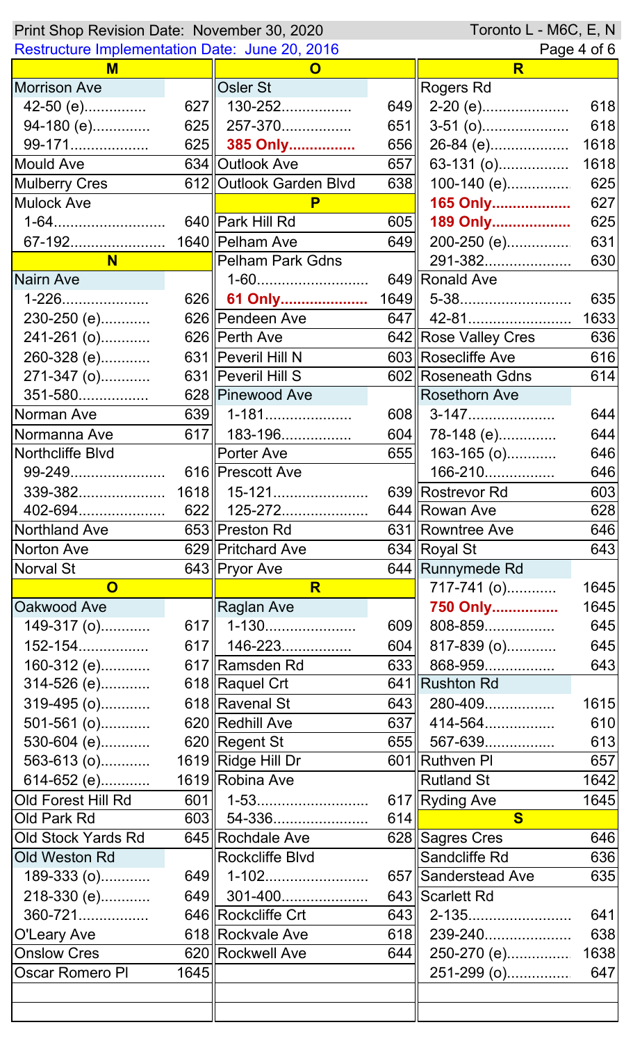Print Shop Revision Date: November 30, 2020 | Toronto L - M6C, E, N

Restructure Implementation Date: June 20, 2016

| Street | Route |
|---|---|
| **M** | |
| Morrison Ave | |
| 42-50 (e)............. | 627 |
| 94-180 (e)............. | 625 |
| 99-171.................. | 625 |
| Mould Ave | 634 |
| Mulberry Cres | 612 |
| Mulock Ave | |
| 1-64.......................... | 640 |
| 67-192...................... | 1640 |
| **N** | |
| Nairn Ave | |
| 1-226.................... | 626 |
| 230-250 (e)........... | 626 |
| 241-261 (o)........... | 626 |
| 260-328 (e)........... | 631 |
| 271-347 (o)........... | 631 |
| 351-580................ | 628 |
| Norman Ave | 639 |
| Normanna Ave | 617 |
| Northcliffe Blvd | |
| 99-249...................... | 616 |
| 339-382.................... | 1618 |
| 402-694.................... | 622 |
| Northland Ave | 653 |
| Norton Ave | 629 |
| Norval St | 643 |
| **O** | |
| Oakwood Ave | |
| 149-317 (o)........... | 617 |
| 152-154................ | 617 |
| 160-312 (e)........... | 617 |
| 314-526 (e)........... | 618 |
| 319-495 (o)........... | 618 |
| 501-561 (o)........... | 620 |
| 530-604 (e)........... | 620 |
| 563-613 (o)........... | 1619 |
| 614-652 (e)........... | 1619 |
| Old Forest Hill Rd | 601 |
| Old Park Rd | 603 |
| Old Stock Yards Rd | 645 |
| Old Weston Rd | |
| 189-333 (o)........... | 649 |
| 218-330 (e)........... | 649 |
| 360-721................ | 646 |
| O'Leary Ave | 618 |
| Onslow Cres | 620 |
| Oscar Romero Pl | 1645 |
| Osler St | |
| 130-252................ | 649 |
| 257-370................ | 651 |
| **385 Only................** | 656 |
| Outlook Ave | 657 |
| Outlook Garden Blvd | 638 |
| **P** | |
| Park Hill Rd | 605 |
| Pelham Ave | 649 |
| Pelham Park Gdns | |
| 1-60.......................... | 649 |
| **61 Only.....................** | 1649 |
| Pendeen Ave | 647 |
| Perth Ave | 642 |
| Peveril Hill N | 603 |
| Peveril Hill S | 602 |
| Pinewood Ave | |
| 1-181.................... | 608 |
| 183-196................ | 604 |
| Porter Ave | 655 |
| Prescott Ave | |
| 15-121...................... | 639 |
| 125-272.................... | 644 |
| Preston Rd | 631 |
| Pritchard Ave | 634 |
| Pryor Ave | 644 |
| **R** | |
| Raglan Ave | |
| 1-130..................... | 609 |
| 146-223................ | 604 |
| Ramsden Rd | 633 |
| Raquel Crt | 641 |
| Ravenal St | 643 |
| Redhill Ave | 637 |
| Regent St | 655 |
| Ridge Hill Dr | 601 |
| Robina Ave | |
| 1-53.......................... | 617 |
| 54-336...................... | 614 |
| Rochdale Ave | 628 |
| Rockcliffe Blvd | |
| 1-102........................ | 657 |
| 301-400.................... | 643 |
| Rockcliffe Crt | 643 |
| Rockvale Ave | 618 |
| Rockwell Ave | 644 |
| Rogers Rd | |
| 2-20 (e).................... | 618 |
| 3-51 (o).................... | 618 |
| 26-84 (e).................. | 1618 |
| 63-131 (o)................ | 1618 |
| 100-140 (e).............. | 625 |
| **165 Only...................** | 627 |
| **189 Only...................** | 625 |
| 200-250 (e).............. | 631 |
| 291-382.................... | 630 |
| Ronald Ave | |
| 5-38.......................... | 635 |
| 42-81........................ | 1633 |
| Rose Valley Cres | 636 |
| Rosecliffe Ave | 616 |
| Roseneath Gdns | 614 |
| Rosethorn Ave | |
| 3-147.................... | 644 |
| 78-148 (e)............. | 644 |
| 163-165 (o)........... | 646 |
| 166-210................ | 646 |
| Rostrevor Rd | 603 |
| Rowan Ave | 628 |
| Rowntree Ave | 646 |
| Royal St | 643 |
| Runnymede Rd | |
| 717-741 (o)........... | 1645 |
| **750 Only................** | 1645 |
| 808-859................ | 645 |
| 817-839 (o)........... | 645 |
| 868-959................ | 643 |
| Rushton Rd | |
| 280-409................ | 1615 |
| 414-564................ | 610 |
| 567-639................ | 613 |
| Ruthven Pl | 657 |
| Rutland St | 1642 |
| Ryding Ave | 1645 |
| **S** | |
| Sagres Cres | 646 |
| Sandcliffe Rd | 636 |
| Sanderstead Ave | 635 |
| Scarlett Rd | |
| 2-135........................ | 641 |
| 239-240.................... | 638 |
| 250-270 (e).............. | 1638 |
| 251-299 (o).............. | 647 |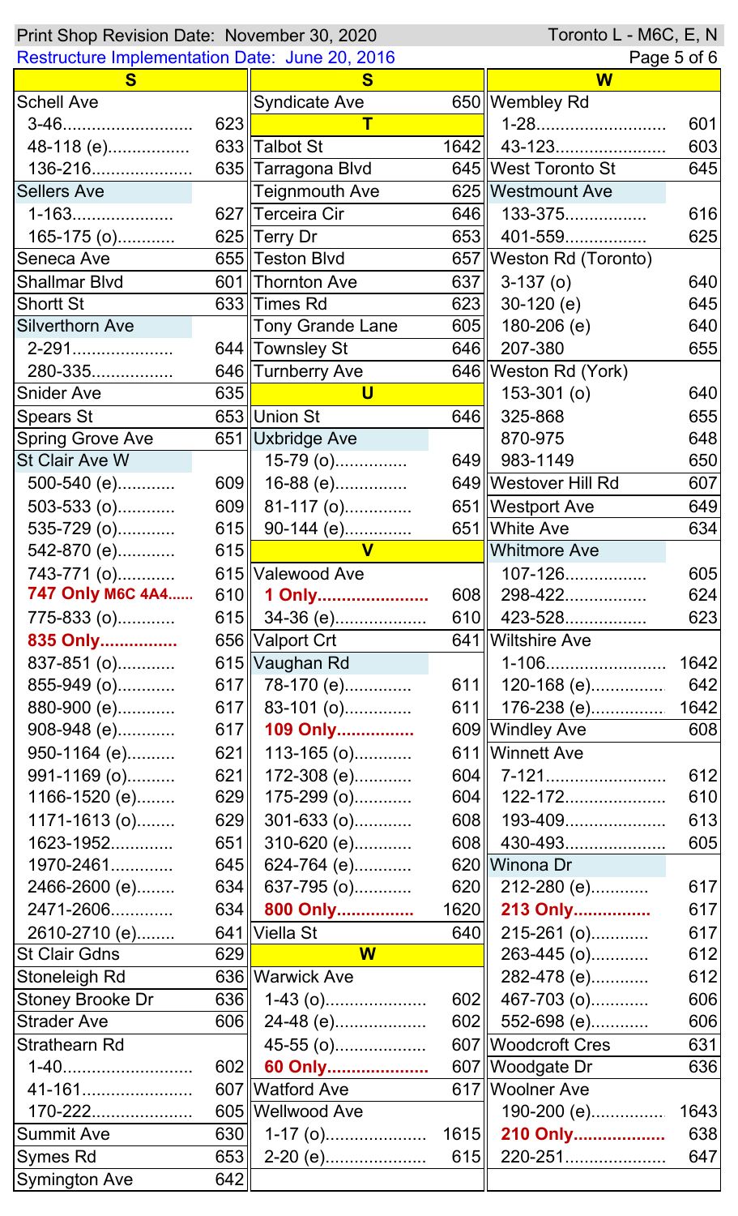Print Shop Revision Date: November 30, 2020 — Toronto L - M6C, E, N

Restructure Implementation Date: June 20, 2016

## S

| Street | Route |
|---|---|
| **Schell Ave** | |
| 3-46 | 623 |
| 48-118 (e) | 633 |
| 136-216 | 635 |
| **Sellers Ave** | |
| 1-163 | 627 |
| 165-175 (o) | 625 |
| Seneca Ave | 655 |
| Shallmar Blvd | 601 |
| Shortt St | 633 |
| **Silverthorn Ave** | |
| 2-291 | 644 |
| 280-335 | 646 |
| Snider Ave | 635 |
| Spears St | 653 |
| Spring Grove Ave | 651 |
| **St Clair Ave W** | |
| 500-540 (e) | 609 |
| 503-533 (o) | 609 |
| 535-729 (o) | 615 |
| 542-870 (e) | 615 |
| 743-771 (o) | 615 |
| **747 Only M6C 4A4** | 610 |
| 775-833 (o) | 615 |
| **835 Only** | 656 |
| 837-851 (o) | 615 |
| 855-949 (o) | 617 |
| 880-900 (e) | 617 |
| 908-948 (e) | 617 |
| 950-1164 (e) | 621 |
| 991-1169 (o) | 621 |
| 1166-1520 (e) | 629 |
| 1171-1613 (o) | 629 |
| 1623-1952 | 651 |
| 1970-2461 | 645 |
| 2466-2600 (e) | 634 |
| 2471-2606 | 634 |
| 2610-2710 (e) | 641 |
| St Clair Gdns | 629 |
| Stoneleigh Rd | 636 |
| Stoney Brooke Dr | 636 |
| Strader Ave | 606 |
| **Strathearn Rd** | |
| 1-40 | 602 |
| 41-161 | 607 |
| 170-222 | 605 |
| Summit Ave | 630 |
| Symes Rd | 653 |
| Symington Ave | 642 |
| Syndicate Ave | 650 |

## T

| Street | Route |
|---|---|
| Talbot St | 1642 |
| Tarragona Blvd | 645 |
| Teignmouth Ave | 625 |
| Terceira Cir | 646 |
| Terry Dr | 653 |
| Teston Blvd | 657 |
| Thornton Ave | 637 |
| Times Rd | 623 |
| Tony Grande Lane | 605 |
| Townsley St | 646 |
| Turnberry Ave | 646 |

## U

| Street | Route |
|---|---|
| Union St | 646 |
| **Uxbridge Ave** | |
| 15-79 (o) | 649 |
| 16-88 (e) | 649 |
| 81-117 (o) | 651 |
| 90-144 (e) | 651 |

## V

| Street | Route |
|---|---|
| **Valewood Ave** | |
| **1 Only** | 608 |
| 34-36 (e) | 610 |
| Valport Crt | 641 |
| **Vaughan Rd** | |
| 78-170 (e) | 611 |
| 83-101 (o) | 611 |
| **109 Only** | 609 |
| 113-165 (o) | 611 |
| 172-308 (e) | 604 |
| 175-299 (o) | 604 |
| 301-633 (o) | 608 |
| 310-620 (e) | 608 |
| 624-764 (e) | 620 |
| 637-795 (o) | 620 |
| **800 Only** | 1620 |
| Viella St | 640 |

## W

| Street | Route |
|---|---|
| **Warwick Ave** | |
| 1-43 (o) | 602 |
| 24-48 (e) | 602 |
| 45-55 (o) | 607 |
| **60 Only** | 607 |
| Watford Ave | 617 |
| **Wellwood Ave** | |
| 1-17 (o) | 1615 |
| 2-20 (e) | 615 |
| **Wembley Rd** | |
| 1-28 | 601 |
| 43-123 | 603 |
| West Toronto St | 645 |
| **Westmount Ave** | |
| 133-375 | 616 |
| 401-559 | 625 |
| **Weston Rd (Toronto)** | |
| 3-137 (o) | 640 |
| 30-120 (e) | 645 |
| 180-206 (e) | 640 |
| 207-380 | 655 |
| **Weston Rd (York)** | |
| 153-301 (o) | 640 |
| 325-868 | 655 |
| 870-975 | 648 |
| 983-1149 | 650 |
| Westover Hill Rd | 607 |
| Westport Ave | 649 |
| White Ave | 634 |
| **Whitmore Ave** | |
| 107-126 | 605 |
| 298-422 | 624 |
| 423-528 | 623 |
| **Wiltshire Ave** | |
| 1-106 | 1642 |
| 120-168 (e) | 642 |
| 176-238 (e) | 1642 |
| Windley Ave | 608 |
| **Winnett Ave** | |
| 7-121 | 612 |
| 122-172 | 610 |
| 193-409 | 613 |
| 430-493 | 605 |
| **Winona Dr** | |
| 212-280 (e) | 617 |
| **213 Only** | 617 |
| 215-261 (o) | 617 |
| 263-445 (o) | 612 |
| 282-478 (e) | 612 |
| 467-703 (o) | 606 |
| 552-698 (e) | 606 |
| Woodcroft Cres | 631 |
| Woodgate Dr | 636 |
| **Woolner Ave** | |
| 190-200 (e) | 1643 |
| **210 Only** | 638 |
| 220-251 | 647 |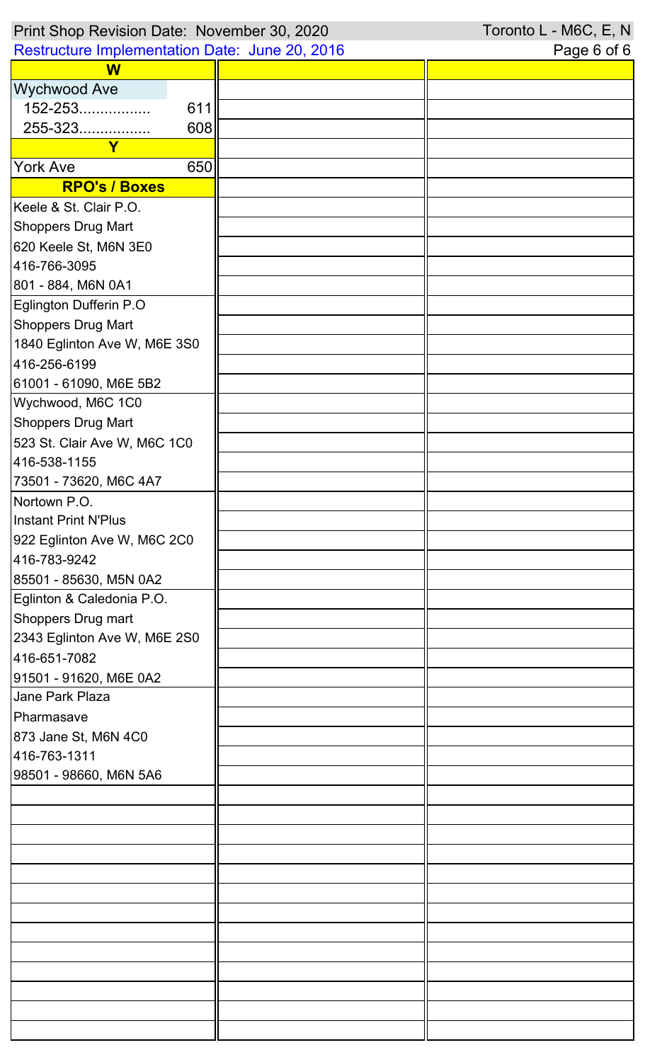Print Shop Revision Date: November 30, 2020

Restructure Implementation Date: June 20, 2016

Toronto L - M6C, E, N

| | | | |
|---|---|---|---|
| **W** | | | |
| Wychwood Ave | | | |
| 152-253................. | 611 | | |
| 255-323................. | 608 | | |
| **Y** | | | |
| York Ave | 650 | | |
| **RPO's / Boxes** | | | |
| Keele & St. Clair P.O. | | | |
| Shoppers Drug Mart | | | |
| 620 Keele St, M6N 3E0 | | | |
| 416-766-3095 | | | |
| 801 - 884, M6N 0A1 | | | |
| Eglington Dufferin P.O | | | |
| Shoppers Drug Mart | | | |
| 1840 Eglinton Ave W, M6E 3S0 | | | |
| 416-256-6199 | | | |
| 61001 - 61090, M6E 5B2 | | | |
| Wychwood, M6C 1C0 | | | |
| Shoppers Drug Mart | | | |
| 523 St. Clair Ave W, M6C 1C0 | | | |
| 416-538-1155 | | | |
| 73501 - 73620, M6C 4A7 | | | |
| Nortown P.O. | | | |
| Instant Print N'Plus | | | |
| 922 Eglinton Ave W, M6C 2C0 | | | |
| 416-783-9242 | | | |
| 85501 - 85630, M5N 0A2 | | | |
| Eglinton & Caledonia P.O. | | | |
| Shoppers Drug mart | | | |
| 2343 Eglinton Ave W, M6E 2S0 | | | |
| 416-651-7082 | | | |
| 91501 - 91620, M6E 0A2 | | | |
| Jane Park Plaza | | | |
| Pharmasave | | | |
| 873 Jane St, M6N 4C0 | | | |
| 416-763-1311 | | | |
| 98501 - 98660, M6N 5A6 | | | |